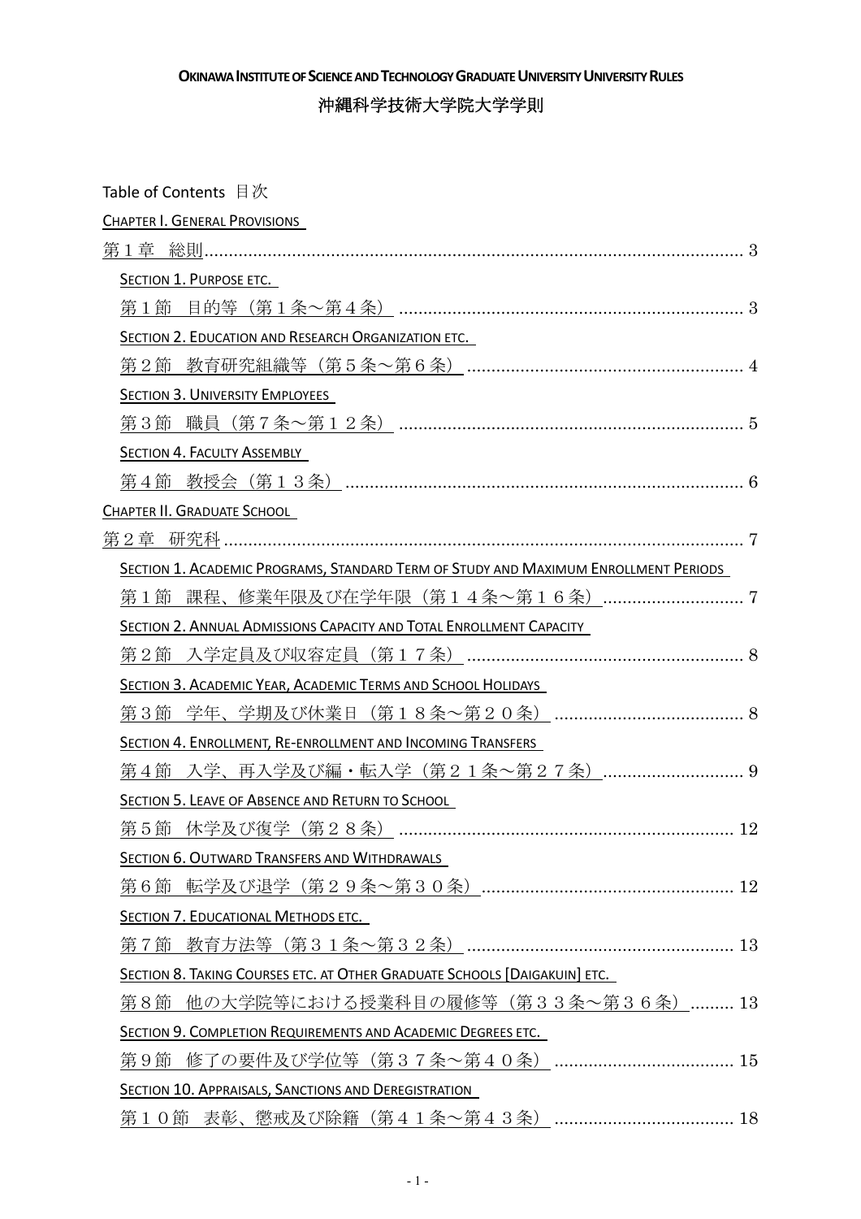**OKINAWA INSTITUTE OF SCIENCE AND TECHNOLOGY GRADUATE UNIVERSITY UNIVERSITY RULES**

沖縄科学技術大学院大学学則

Table of Contents 目次

CHAPTER I. GENERAL PROVISIONS

第１章　総則 .............................................................................................................. 3

SECTION 1. PURPOSE ETC.

第１節　目的等（第１条～第４条） ...................................................................... 3

SECTION 2. EDUCATION AND RESEARCH ORGANIZATION ETC.

第２節　教育研究組織等（第５条～第６条） ........................................................ 4

SECTION 3. UNIVERSITY EMPLOYEES

第３節　職員（第７条～第１２条） ...................................................................... 5

SECTION 4. FACULTY ASSEMBLY

第４節　教授会（第１３条） ................................................................................. 6

CHAPTER II. GRADUATE SCHOOL

第２章　研究科 .......................................................................................................... 7

SECTION 1. ACADEMIC PROGRAMS, STANDARD TERM OF STUDY AND MAXIMUM ENROLLMENT PERIODS

第１節　課程、修業年限及び在学年限（第１４条～第１６条） ............................ 7

SECTION 2. ANNUAL ADMISSIONS CAPACITY AND TOTAL ENROLLMENT CAPACITY

第２節　入学定員及び収容定員（第１７条） ........................................................ 8

SECTION 3. ACADEMIC YEAR, ACADEMIC TERMS AND SCHOOL HOLIDAYS

第３節　学年、学期及び休業日（第１８条～第２０条） ...................................... 8

SECTION 4. ENROLLMENT, RE-ENROLLMENT AND INCOMING TRANSFERS

第４節　入学、再入学及び編・転入学（第２１条～第２７条） ............................ 9

SECTION 5. LEAVE OF ABSENCE AND RETURN TO SCHOOL

第５節　休学及び復学（第２８条） .................................................................... 12

SECTION 6. OUTWARD TRANSFERS AND WITHDRAWALS

第６節　転学及び退学（第２９条～第３０条） ................................................... 12

SECTION 7. EDUCATIONAL METHODS ETC.

第７節　教育方法等（第３１条～第３２条） ...................................................... 13

SECTION 8. TAKING COURSES ETC. AT OTHER GRADUATE SCHOOLS [DAIGAKUIN] ETC.

第８節　他の大学院等における授業科目の履修等（第３３条～第３６条） ......... 13

SECTION 9. COMPLETION REQUIREMENTS AND ACADEMIC DEGREES ETC.

第９節　修了の要件及び学位等（第３７条～第４０条） ..................................... 15

SECTION 10. APPRAISALS, SANCTIONS AND DEREGISTRATION

第１０節　表彰、懲戒及び除籍（第４１条～第４３条） ..................................... 18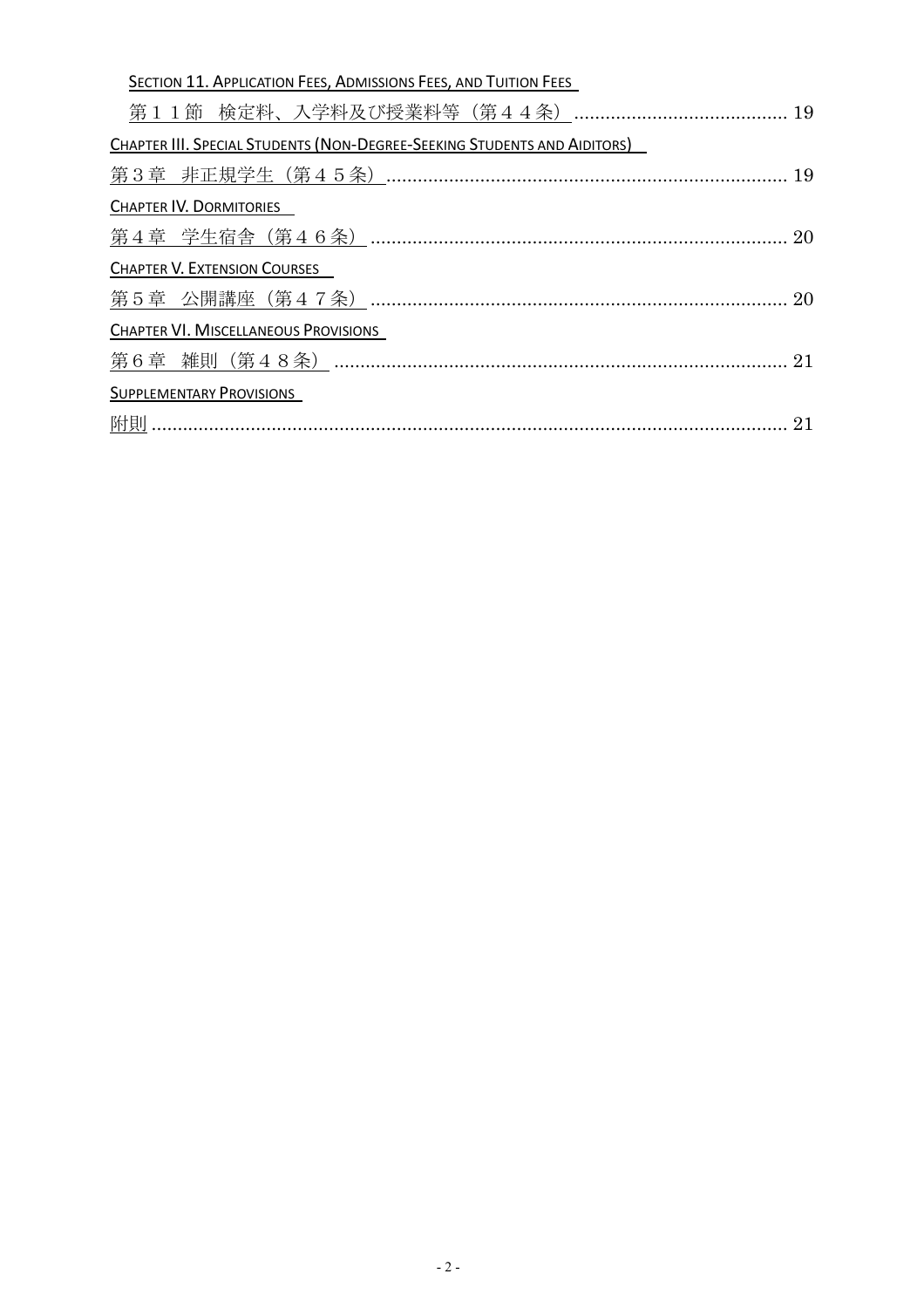SECTION 11. APPLICATION FEES, ADMISSIONS FEES, AND TUITION FEES

第１１節　検定料、入学料及び授業料等（第４４条） ........................................ 19

CHAPTER III. SPECIAL STUDENTS (NON-DEGREE-SEEKING STUDENTS AND AIDITORS)

第３章　非正規学生（第４５条） ............................................................................ 19

CHAPTER IV. DORMITORIES

第４章　学生宿舎（第４６条） ............................................................................... 20

CHAPTER V. EXTENSION COURSES

第５章　公開講座（第４７条） ............................................................................... 20

CHAPTER VI. MISCELLANEOUS PROVISIONS

第６章　雑則（第４８条） ...................................................................................... 21

SUPPLEMENTARY PROVISIONS

附則 ......................................................................................................................... 21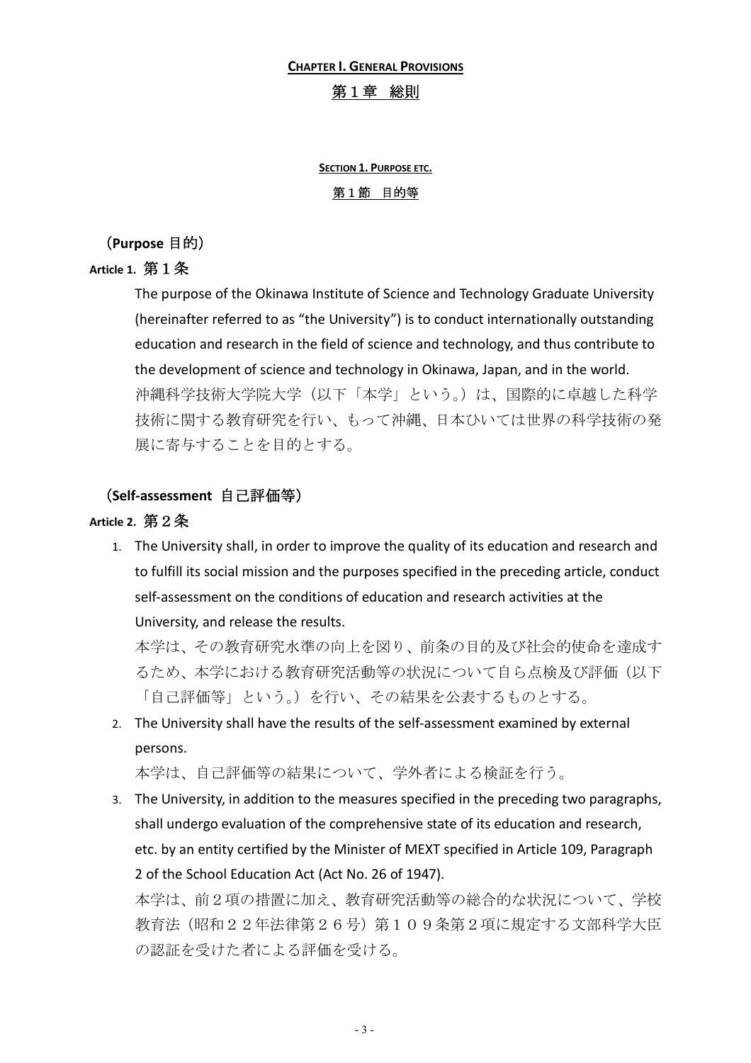# **Chapter I. General Provisions**

# 第１章　総則

## **Section 1. Purpose etc.**

## 第１節　目的等

（**Purpose** 目的）

**Article 1.** 第１条

The purpose of the Okinawa Institute of Science and Technology Graduate University (hereinafter referred to as "the University") is to conduct internationally outstanding education and research in the field of science and technology, and thus contribute to the development of science and technology in Okinawa, Japan, and in the world.

沖縄科学技術大学院大学（以下「本学」という。）は、国際的に卓越した科学技術に関する教育研究を行い、もって沖縄、日本ひいては世界の科学技術の発展に寄与することを目的とする。

（**Self-assessment** 自己評価等）

**Article 2.** 第２条

1. The University shall, in order to improve the quality of its education and research and to fulfill its social mission and the purposes specified in the preceding article, conduct self-assessment on the conditions of education and research activities at the University, and release the results.

   本学は、その教育研究水準の向上を図り、前条の目的及び社会的使命を達成するため、本学における教育研究活動等の状況について自ら点検及び評価（以下「自己評価等」という。）を行い、その結果を公表するものとする。

2. The University shall have the results of the self-assessment examined by external persons.

   本学は、自己評価等の結果について、学外者による検証を行う。

3. The University, in addition to the measures specified in the preceding two paragraphs, shall undergo evaluation of the comprehensive state of its education and research, etc. by an entity certified by the Minister of MEXT specified in Article 109, Paragraph 2 of the School Education Act (Act No. 26 of 1947).

   本学は、前２項の措置に加え、教育研究活動等の総合的な状況について、学校教育法（昭和２２年法律第２６号）第１０９条第２項に規定する文部科学大臣の認証を受けた者による評価を受ける。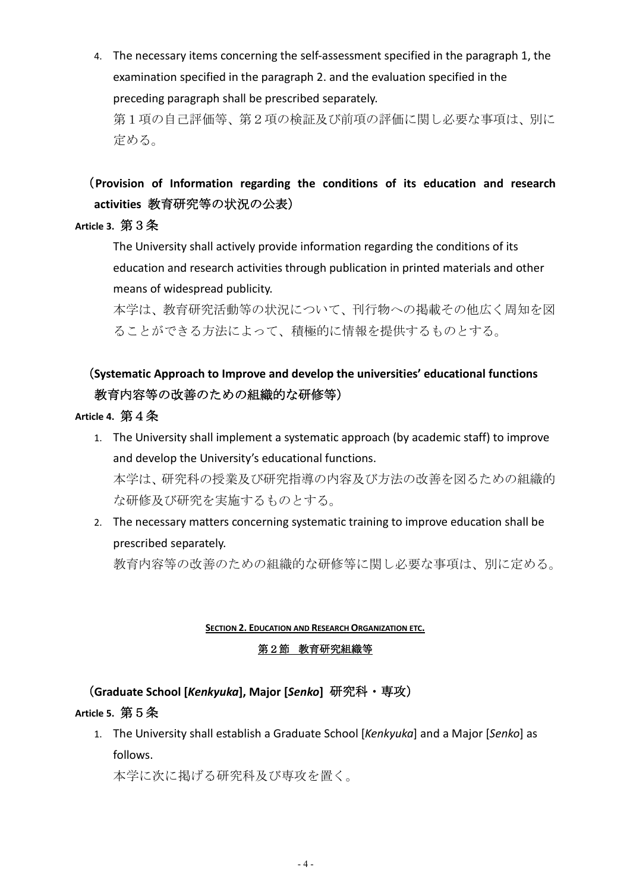4. The necessary items concerning the self-assessment specified in the paragraph 1, the examination specified in the paragraph 2. and the evaluation specified in the preceding paragraph shall be prescribed separately.
   第１項の自己評価等、第２項の検証及び前項の評価に関し必要な事項は、別に定める。

**（Provision of Information regarding the conditions of its education and research activities 教育研究等の状況の公表）**

**Article 3.** 第３条

The University shall actively provide information regarding the conditions of its education and research activities through publication in printed materials and other means of widespread publicity.
本学は、教育研究活動等の状況について、刊行物への掲載その他広く周知を図ることができる方法によって、積極的に情報を提供するものとする。

**（Systematic Approach to Improve and develop the universities' educational functions 教育内容等の改善のための組織的な研修等）**

**Article 4.** 第４条

1. The University shall implement a systematic approach (by academic staff) to improve and develop the University's educational functions.
   本学は、研究科の授業及び研究指導の内容及び方法の改善を図るための組織的な研修及び研究を実施するものとする。
2. The necessary matters concerning systematic training to improve education shall be prescribed separately.
   教育内容等の改善のための組織的な研修等に関し必要な事項は、別に定める。

## SECTION 2. EDUCATION AND RESEARCH ORGANIZATION ETC.

## 第２節　教育研究組織等

**（Graduate School [*Kenkyuka*], Major [*Senko*] 研究科・専攻）**

**Article 5.** 第５条

1. The University shall establish a Graduate School [*Kenkyuka*] and a Major [*Senko*] as follows.
   本学に次に掲げる研究科及び専攻を置く。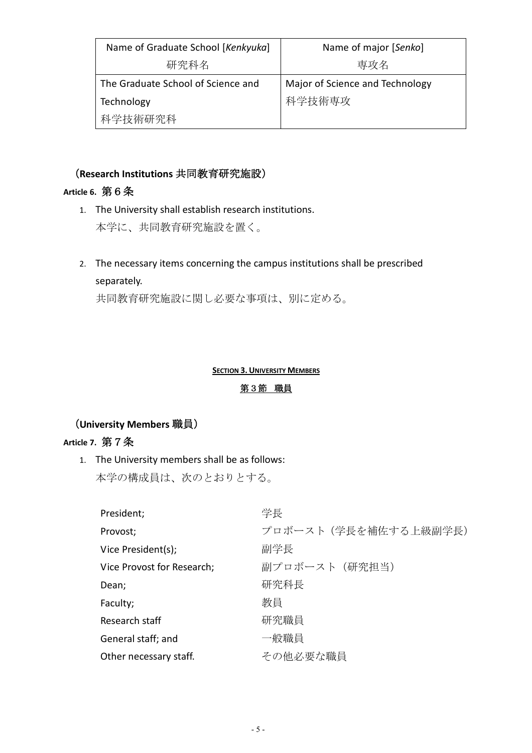| Name of Graduate School [*Kenkyuka*]<br>研究科名 | Name of major [*Senko*]<br>専攻名 |
| --- | --- |
| The Graduate School of Science and Technology<br>科学技術研究科 | Major of Science and Technology<br>科学技術専攻 |

### （Research Institutions 共同教育研究施設）

**Article 6.** 第６条

1. The University shall establish research institutions.
   本学に、共同教育研究施設を置く。

2. The necessary items concerning the campus institutions shall be prescribed separately.
   共同教育研究施設に関し必要な事項は、別に定める。

## SECTION 3. UNIVERSITY MEMBERS

## 第３節　職員

### （University Members 職員）

**Article 7.** 第７条

1. The University members shall be as follows:
   本学の構成員は、次のとおりとする。

| | |
| --- | --- |
| President; | 学長 |
| Provost; | プロボースト（学長を補佐する上級副学長） |
| Vice President(s); | 副学長 |
| Vice Provost for Research; | 副プロボースト（研究担当） |
| Dean; | 研究科長 |
| Faculty; | 教員 |
| Research staff | 研究職員 |
| General staff; and | 一般職員 |
| Other necessary staff. | その他必要な職員 |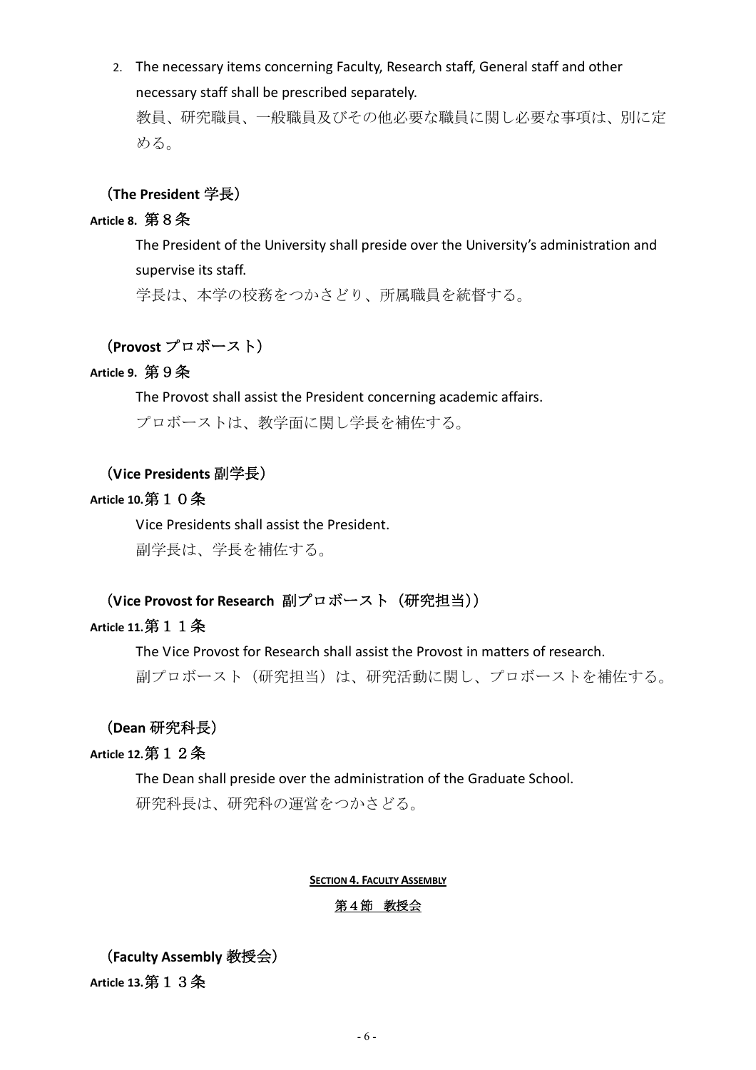2. The necessary items concerning Faculty, Research staff, General staff and other necessary staff shall be prescribed separately.
   教員、研究職員、一般職員及びその他必要な職員に関し必要な事項は、別に定める。

**（The President 学長）**

**Article 8.** 第８条

The President of the University shall preside over the University's administration and supervise its staff.

学長は、本学の校務をつかさどり、所属職員を統督する。

**（Provost プロボースト）**

**Article 9.** 第９条

The Provost shall assist the President concerning academic affairs.

プロボーストは、教学面に関し学長を補佐する。

**（Vice Presidents 副学長）**

**Article 10.**第１０条

Vice Presidents shall assist the President.

副学長は、学長を補佐する。

**（Vice Provost for Research 副プロボースト（研究担当））**

**Article 11.**第１１条

The Vice Provost for Research shall assist the Provost in matters of research.

副プロボースト（研究担当）は、研究活動に関し、プロボーストを補佐する。

**（Dean 研究科長）**

**Article 12.**第１２条

The Dean shall preside over the administration of the Graduate School.

研究科長は、研究科の運営をつかさどる。

## SECTION 4. FACULTY ASSEMBLY

## 第４節 教授会

**（Faculty Assembly 教授会）**

**Article 13.**第１３条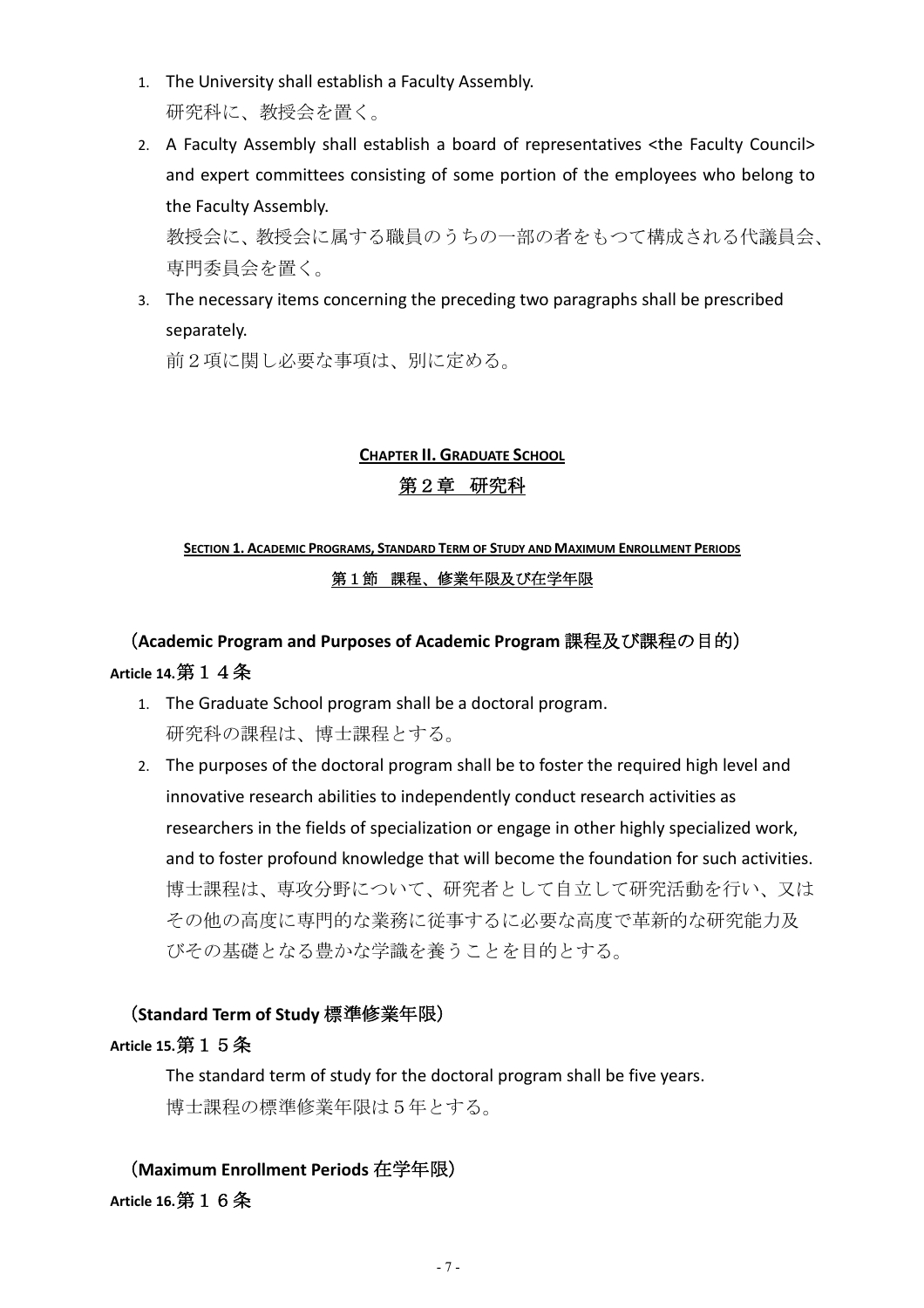1. The University shall establish a Faculty Assembly.
   研究科に、教授会を置く。
2. A Faculty Assembly shall establish a board of representatives <the Faculty Council> and expert committees consisting of some portion of the employees who belong to the Faculty Assembly.
   教授会に、教授会に属する職員のうちの一部の者をもつて構成される代議員会、専門委員会を置く。
3. The necessary items concerning the preceding two paragraphs shall be prescribed separately.
   前２項に関し必要な事項は、別に定める。

## CHAPTER II. GRADUATE SCHOOL
## 第２章　研究科

### SECTION 1. ACADEMIC PROGRAMS, STANDARD TERM OF STUDY AND MAXIMUM ENROLLMENT PERIODS
### 第１節　課程、修業年限及び在学年限

**（Academic Program and Purposes of Academic Program 課程及び課程の目的）**

**Article 14.** 第１４条

1. The Graduate School program shall be a doctoral program.
   研究科の課程は、博士課程とする。
2. The purposes of the doctoral program shall be to foster the required high level and innovative research abilities to independently conduct research activities as researchers in the fields of specialization or engage in other highly specialized work, and to foster profound knowledge that will become the foundation for such activities.
   博士課程は、専攻分野について、研究者として自立して研究活動を行い、又はその他の高度に専門的な業務に従事するに必要な高度で革新的な研究能力及びその基礎となる豊かな学識を養うことを目的とする。

**（Standard Term of Study 標準修業年限）**

**Article 15.** 第１５条

The standard term of study for the doctoral program shall be five years.
博士課程の標準修業年限は５年とする。

**（Maximum Enrollment Periods 在学年限）**

**Article 16.** 第１６条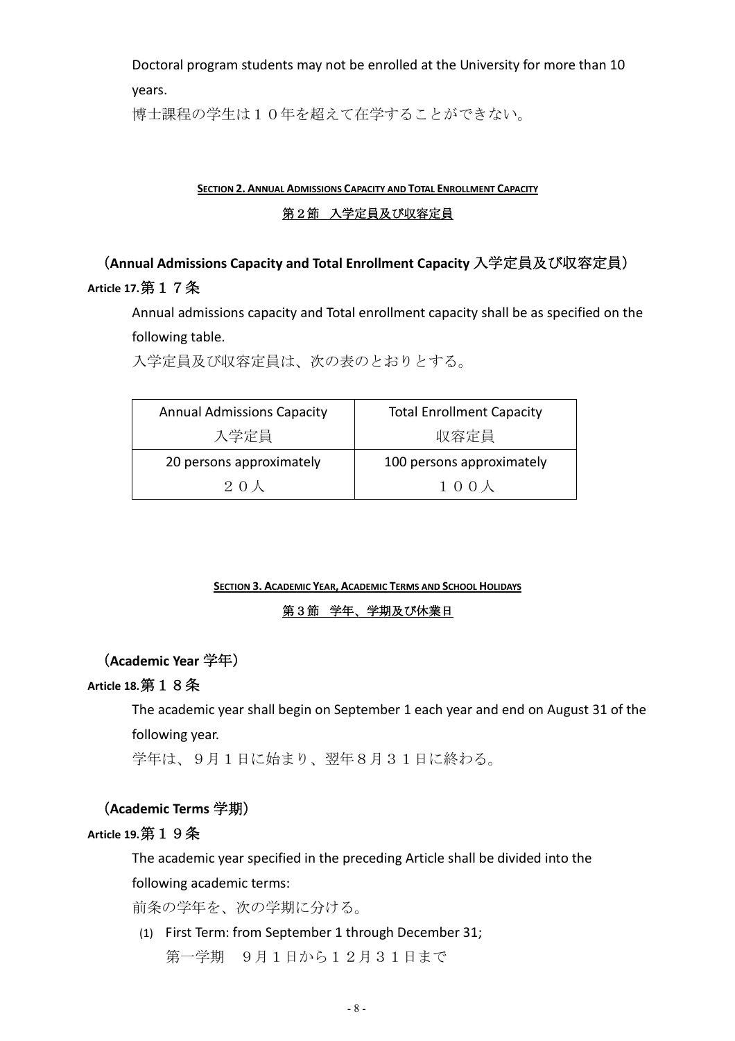Doctoral program students may not be enrolled at the University for more than 10 years.

博士課程の学生は１０年を超えて在学することができない。

## SECTION 2. ANNUAL ADMISSIONS CAPACITY AND TOTAL ENROLLMENT CAPACITY

## 第２節　入学定員及び収容定員

### （Annual Admissions Capacity and Total Enrollment Capacity 入学定員及び収容定員）

**Article 17.** 第１７条

Annual admissions capacity and Total enrollment capacity shall be as specified on the following table.

入学定員及び収容定員は、次の表のとおりとする。

| Annual Admissions Capacity 入学定員 | Total Enrollment Capacity 収容定員 |
|---|---|
| 20 persons approximately ２０人 | 100 persons approximately １００人 |

## SECTION 3. ACADEMIC YEAR, ACADEMIC TERMS AND SCHOOL HOLIDAYS

## 第３節　学年、学期及び休業日

### （Academic Year 学年）

**Article 18.** 第１８条

The academic year shall begin on September 1 each year and end on August 31 of the following year.

学年は、９月１日に始まり、翌年８月３１日に終わる。

### （Academic Terms 学期）

**Article 19.** 第１９条

The academic year specified in the preceding Article shall be divided into the following academic terms:

前条の学年を、次の学期に分ける。

(1) First Term: from September 1 through December 31;
第一学期　９月１日から１２月３１日まで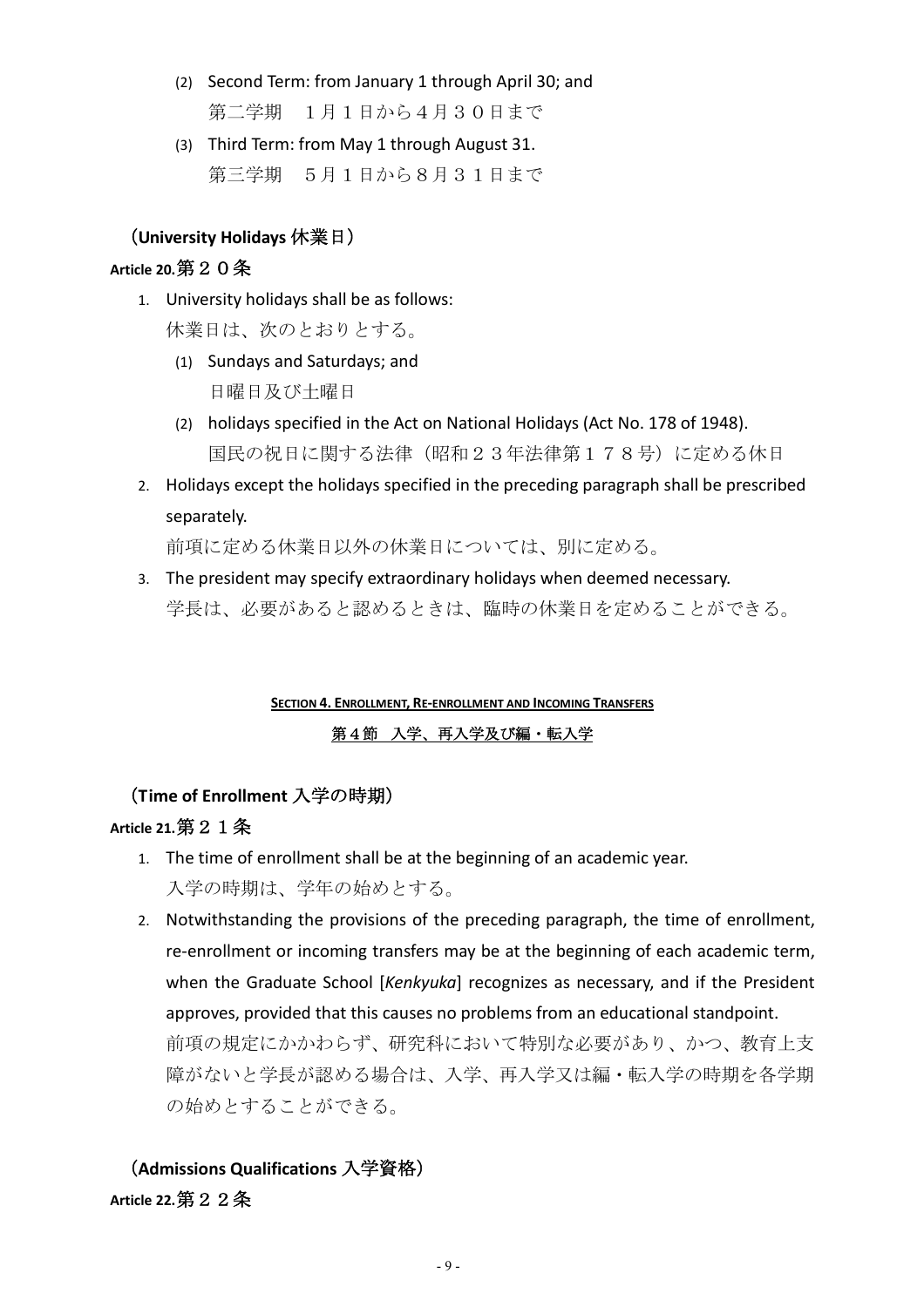(2) Second Term: from January 1 through April 30; and
第二学期　１月１日から４月３０日まで

(3) Third Term: from May 1 through August 31.
第三学期　５月１日から８月３１日まで

### （University Holidays 休業日）

**Article 20.** 第２０条

1. University holidays shall be as follows:
休業日は、次のとおりとする。
   (1) Sundays and Saturdays; and
   日曜日及び土曜日
   (2) holidays specified in the Act on National Holidays (Act No. 178 of 1948).
   国民の祝日に関する法律（昭和２３年法律第１７８号）に定める休日
2. Holidays except the holidays specified in the preceding paragraph shall be prescribed separately.
前項に定める休業日以外の休業日については、別に定める。
3. The president may specify extraordinary holidays when deemed necessary.
学長は、必要があると認めるときは、臨時の休業日を定めることができる。

## SECTION 4. ENROLLMENT, RE-ENROLLMENT AND INCOMING TRANSFERS

## 第４節　入学、再入学及び編・転入学

### （Time of Enrollment 入学の時期）

**Article 21.** 第２１条

1. The time of enrollment shall be at the beginning of an academic year.
入学の時期は、学年の始めとする。
2. Notwithstanding the provisions of the preceding paragraph, the time of enrollment, re-enrollment or incoming transfers may be at the beginning of each academic term, when the Graduate School [*Kenkyuka*] recognizes as necessary, and if the President approves, provided that this causes no problems from an educational standpoint.
前項の規定にかかわらず、研究科において特別な必要があり、かつ、教育上支障がないと学長が認める場合は、入学、再入学又は編・転入学の時期を各学期の始めとすることができる。

### （Admissions Qualifications 入学資格）

**Article 22.** 第２２条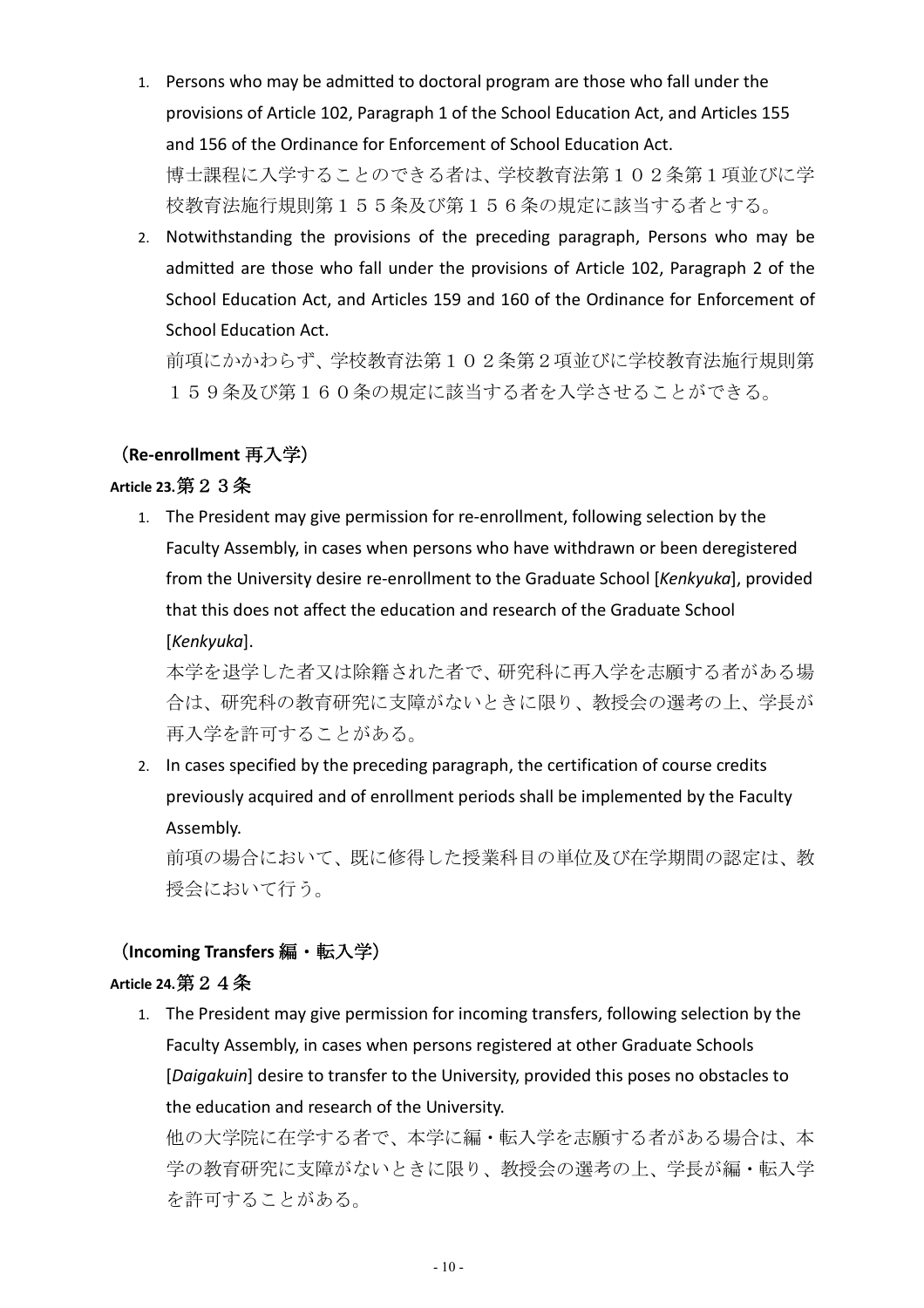1. Persons who may be admitted to doctoral program are those who fall under the provisions of Article 102, Paragraph 1 of the School Education Act, and Articles 155 and 156 of the Ordinance for Enforcement of School Education Act.
   博士課程に入学することのできる者は、学校教育法第１０２条第１項並びに学校教育法施行規則第１５５条及び第１５６条の規定に該当する者とする。
2. Notwithstanding the provisions of the preceding paragraph, Persons who may be admitted are those who fall under the provisions of Article 102, Paragraph 2 of the School Education Act, and Articles 159 and 160 of the Ordinance for Enforcement of School Education Act.
   前項にかかわらず、学校教育法第１０２条第２項並びに学校教育法施行規則第１５９条及び第１６０条の規定に該当する者を入学させることができる。

**（Re-enrollment 再入学）**

**Article 23.第２３条**

1. The President may give permission for re-enrollment, following selection by the Faculty Assembly, in cases when persons who have withdrawn or been deregistered from the University desire re-enrollment to the Graduate School [*Kenkyuka*], provided that this does not affect the education and research of the Graduate School [*Kenkyuka*].
   本学を退学した者又は除籍された者で、研究科に再入学を志願する者がある場合は、研究科の教育研究に支障がないときに限り、教授会の選考の上、学長が再入学を許可することがある。
2. In cases specified by the preceding paragraph, the certification of course credits previously acquired and of enrollment periods shall be implemented by the Faculty Assembly.
   前項の場合において、既に修得した授業科目の単位及び在学期間の認定は、教授会において行う。

**（Incoming Transfers 編・転入学）**

**Article 24.第２４条**

1. The President may give permission for incoming transfers, following selection by the Faculty Assembly, in cases when persons registered at other Graduate Schools [*Daigakuin*] desire to transfer to the University, provided this poses no obstacles to the education and research of the University.
   他の大学院に在学する者で、本学に編・転入学を志願する者がある場合は、本学の教育研究に支障がないときに限り、教授会の選考の上、学長が編・転入学を許可することがある。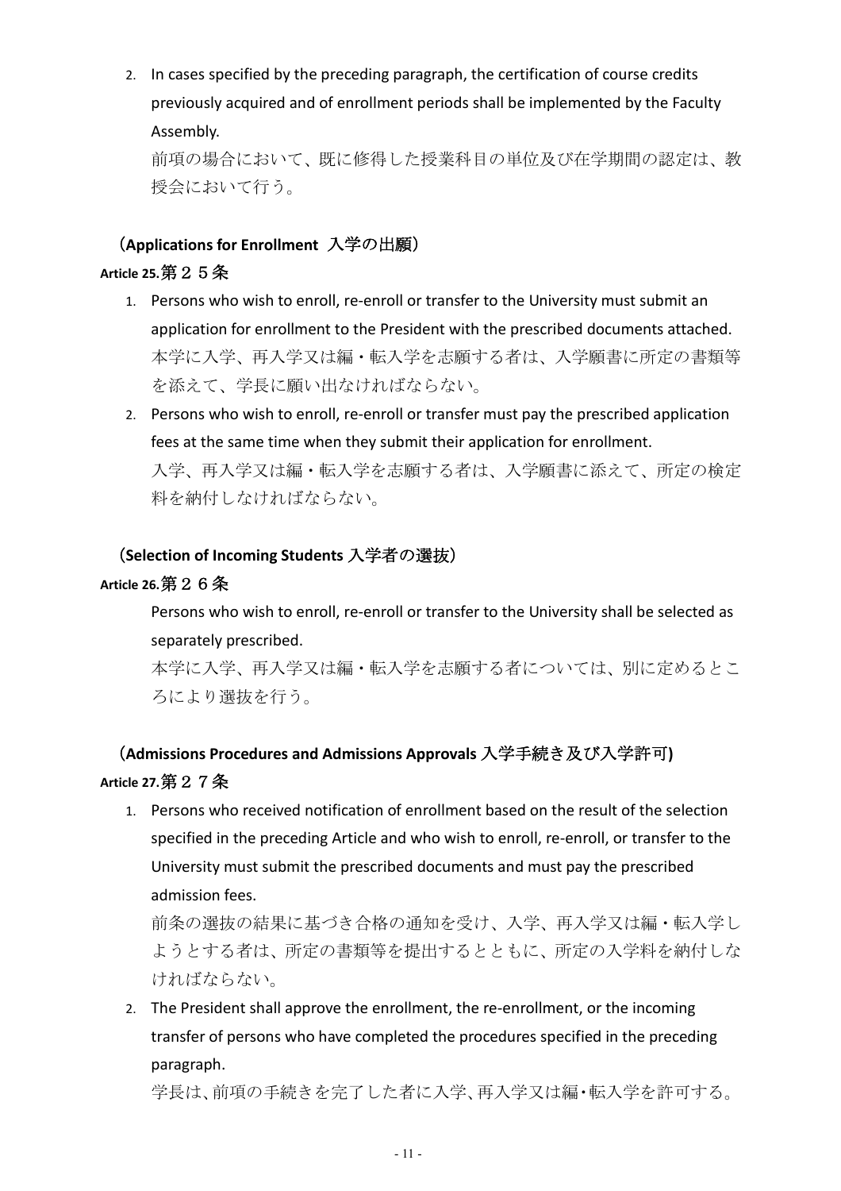2. In cases specified by the preceding paragraph, the certification of course credits previously acquired and of enrollment periods shall be implemented by the Faculty Assembly.
   前項の場合において、既に修得した授業科目の単位及び在学期間の認定は、教授会において行う。

### （Applications for Enrollment 入学の出願）

**Article 25.** 第２５条

1. Persons who wish to enroll, re-enroll or transfer to the University must submit an application for enrollment to the President with the prescribed documents attached.
   本学に入学、再入学又は編・転入学を志願する者は、入学願書に所定の書類等を添えて、学長に願い出なければならない。
2. Persons who wish to enroll, re-enroll or transfer must pay the prescribed application fees at the same time when they submit their application for enrollment.
   入学、再入学又は編・転入学を志願する者は、入学願書に添えて、所定の検定料を納付しなければならない。

### （Selection of Incoming Students 入学者の選抜）

**Article 26.** 第２６条

Persons who wish to enroll, re-enroll or transfer to the University shall be selected as separately prescribed.
本学に入学、再入学又は編・転入学を志願する者については、別に定めるところにより選抜を行う。

### （Admissions Procedures and Admissions Approvals 入学手続き及び入学許可)

**Article 27.** 第２７条

1. Persons who received notification of enrollment based on the result of the selection specified in the preceding Article and who wish to enroll, re-enroll, or transfer to the University must submit the prescribed documents and must pay the prescribed admission fees.
   前条の選抜の結果に基づき合格の通知を受け、入学、再入学又は編・転入学しようとする者は、所定の書類等を提出するとともに、所定の入学料を納付しなければならない。
2. The President shall approve the enrollment, the re-enrollment, or the incoming transfer of persons who have completed the procedures specified in the preceding paragraph.
   学長は、前項の手続きを完了した者に入学、再入学又は編･転入学を許可する。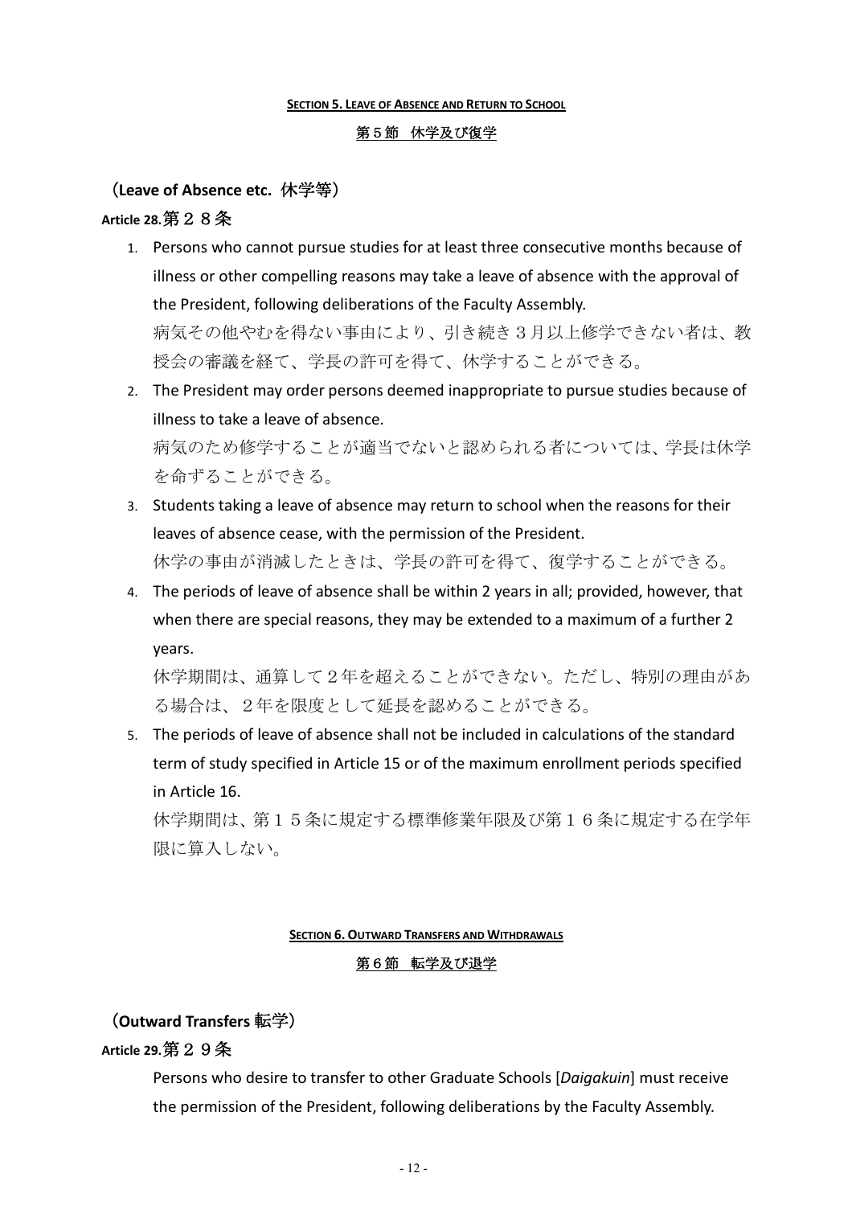## SECTION 5. LEAVE OF ABSENCE AND RETURN TO SCHOOL

## 第５節　休学及び復学

### （Leave of Absence etc. 休学等）

**Article 28.** 第２８条

1. Persons who cannot pursue studies for at least three consecutive months because of illness or other compelling reasons may take a leave of absence with the approval of the President, following deliberations of the Faculty Assembly.
   病気その他やむを得ない事由により、引き続き３月以上修学できない者は、教授会の審議を経て、学長の許可を得て、休学することができる。
2. The President may order persons deemed inappropriate to pursue studies because of illness to take a leave of absence.
   病気のため修学することが適当でないと認められる者については、学長は休学を命ずることができる。
3. Students taking a leave of absence may return to school when the reasons for their leaves of absence cease, with the permission of the President.
   休学の事由が消滅したときは、学長の許可を得て、復学することができる。
4. The periods of leave of absence shall be within 2 years in all; provided, however, that when there are special reasons, they may be extended to a maximum of a further 2 years.
   休学期間は、通算して２年を超えることができない。ただし、特別の理由がある場合は、２年を限度として延長を認めることができる。
5. The periods of leave of absence shall not be included in calculations of the standard term of study specified in Article 15 or of the maximum enrollment periods specified in Article 16.
   休学期間は、第１５条に規定する標準修業年限及び第１６条に規定する在学年限に算入しない。

## SECTION 6. OUTWARD TRANSFERS AND WITHDRAWALS

## 第６節　転学及び退学

### （Outward Transfers 転学）

**Article 29.** 第２９条

Persons who desire to transfer to other Graduate Schools [*Daigakuin*] must receive the permission of the President, following deliberations by the Faculty Assembly.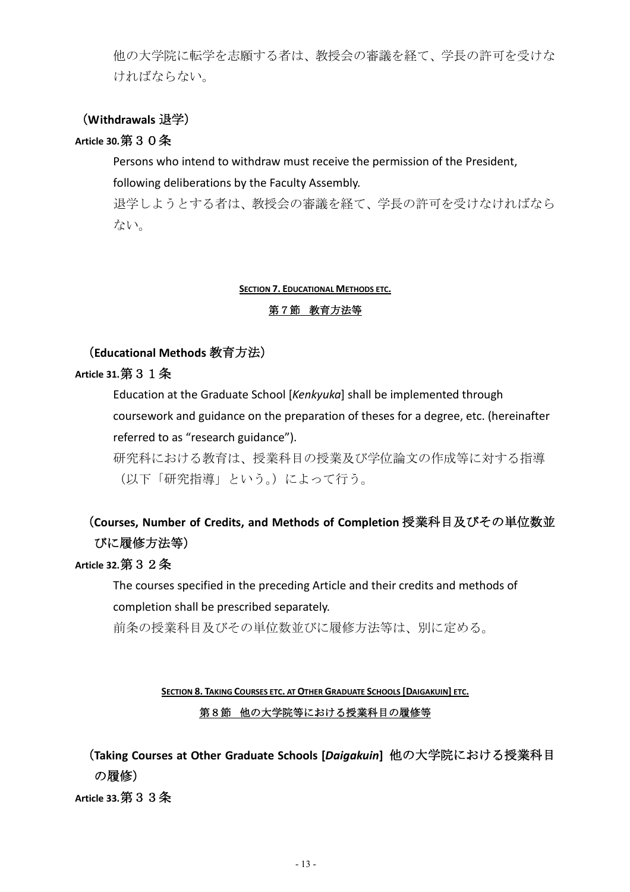他の大学院に転学を志願する者は、教授会の審議を経て、学長の許可を受けなければならない。

（**Withdrawals** 退学）

**Article 30.**第３０条

Persons who intend to withdraw must receive the permission of the President, following deliberations by the Faculty Assembly.

退学しようとする者は、教授会の審議を経て、学長の許可を受けなければならない。

## SECTION 7. EDUCATIONAL METHODS ETC.

## 第７節　教育方法等

（**Educational Methods** 教育方法）

**Article 31.**第３１条

Education at the Graduate School [*Kenkyuka*] shall be implemented through coursework and guidance on the preparation of theses for a degree, etc. (hereinafter referred to as "research guidance").

研究科における教育は、授業科目の授業及び学位論文の作成等に対する指導（以下「研究指導」という。）によって行う。

（**Courses, Number of Credits, and Methods of Completion** 授業科目及びその単位数並びに履修方法等）

**Article 32.**第３２条

The courses specified in the preceding Article and their credits and methods of completion shall be prescribed separately.

前条の授業科目及びその単位数並びに履修方法等は、別に定める。

## SECTION 8. TAKING COURSES ETC. AT OTHER GRADUATE SCHOOLS [DAIGAKUIN] ETC.

## 第８節　他の大学院等における授業科目の履修等

（**Taking Courses at Other Graduate Schools [*Daigakuin*]** 他の大学院における授業科目の履修）

**Article 33.**第３３条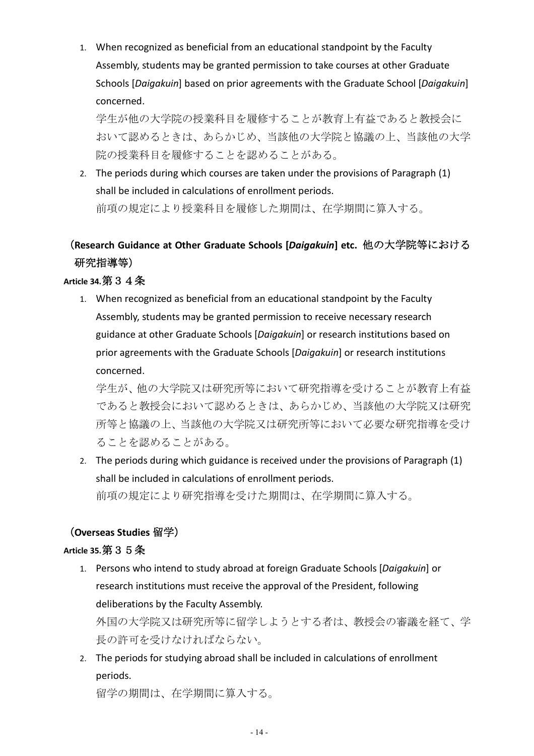1. When recognized as beneficial from an educational standpoint by the Faculty Assembly, students may be granted permission to take courses at other Graduate Schools [*Daigakuin*] based on prior agreements with the Graduate School [*Daigakuin*] concerned.
   学生が他の大学院の授業科目を履修することが教育上有益であると教授会において認めるときは、あらかじめ、当該他の大学院と協議の上、当該他の大学院の授業科目を履修することを認めることがある。
2. The periods during which courses are taken under the provisions of Paragraph (1) shall be included in calculations of enrollment periods.
   前項の規定により授業科目を履修した期間は、在学期間に算入する。

**（Research Guidance at Other Graduate Schools [*Daigakuin*] etc. 他の大学院等における研究指導等）**

**Article 34.**第３４条

1. When recognized as beneficial from an educational standpoint by the Faculty Assembly, students may be granted permission to receive necessary research guidance at other Graduate Schools [*Daigakuin*] or research institutions based on prior agreements with the Graduate Schools [*Daigakuin*] or research institutions concerned.
   学生が、他の大学院又は研究所等において研究指導を受けることが教育上有益であると教授会において認めるときは、あらかじめ、当該他の大学院又は研究所等と協議の上、当該他の大学院又は研究所等において必要な研究指導を受けることを認めることがある。
2. The periods during which guidance is received under the provisions of Paragraph (1) shall be included in calculations of enrollment periods.
   前項の規定により研究指導を受けた期間は、在学期間に算入する。

**（Overseas Studies 留学）**

**Article 35.**第３５条

1. Persons who intend to study abroad at foreign Graduate Schools [*Daigakuin*] or research institutions must receive the approval of the President, following deliberations by the Faculty Assembly.
   外国の大学院又は研究所等に留学しようとする者は、教授会の審議を経て、学長の許可を受けなければならない。
2. The periods for studying abroad shall be included in calculations of enrollment periods.
   留学の期間は、在学期間に算入する。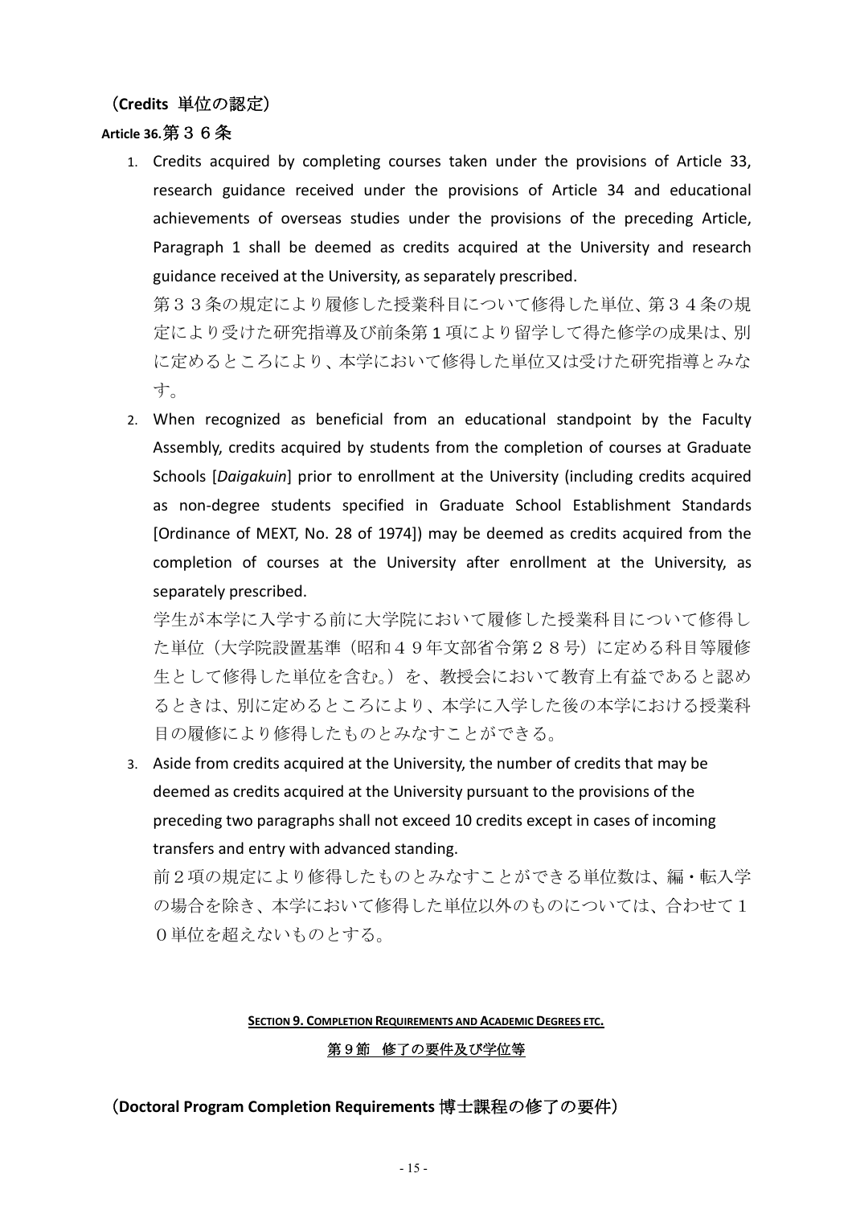（**Credits** 単位の認定）

**Article 36.**第３６条

1. Credits acquired by completing courses taken under the provisions of Article 33, research guidance received under the provisions of Article 34 and educational achievements of overseas studies under the provisions of the preceding Article, Paragraph 1 shall be deemed as credits acquired at the University and research guidance received at the University, as separately prescribed.

   第３３条の規定により履修した授業科目について修得した単位、第３４条の規定により受けた研究指導及び前条第1項により留学して得た修学の成果は、別に定めるところにより、本学において修得した単位又は受けた研究指導とみなす。

2. When recognized as beneficial from an educational standpoint by the Faculty Assembly, credits acquired by students from the completion of courses at Graduate Schools [*Daigakuin*] prior to enrollment at the University (including credits acquired as non-degree students specified in Graduate School Establishment Standards [Ordinance of MEXT, No. 28 of 1974]) may be deemed as credits acquired from the completion of courses at the University after enrollment at the University, as separately prescribed.

   学生が本学に入学する前に大学院において履修した授業科目について修得した単位（大学院設置基準（昭和４９年文部省令第２８号）に定める科目等履修生として修得した単位を含む。）を、教授会において教育上有益であると認めるときは、別に定めるところにより、本学に入学した後の本学における授業科目の履修により修得したものとみなすことができる。

3. Aside from credits acquired at the University, the number of credits that may be deemed as credits acquired at the University pursuant to the provisions of the preceding two paragraphs shall not exceed 10 credits except in cases of incoming transfers and entry with advanced standing.

   前２項の規定により修得したものとみなすことができる単位数は、編・転入学の場合を除き、本学において修得した単位以外のものについては、合わせて１０単位を超えないものとする。

## Section 9. Completion Requirements and Academic Degrees etc.

## 第９節　修了の要件及び学位等

（**Doctoral Program Completion Requirements** 博士課程の修了の要件）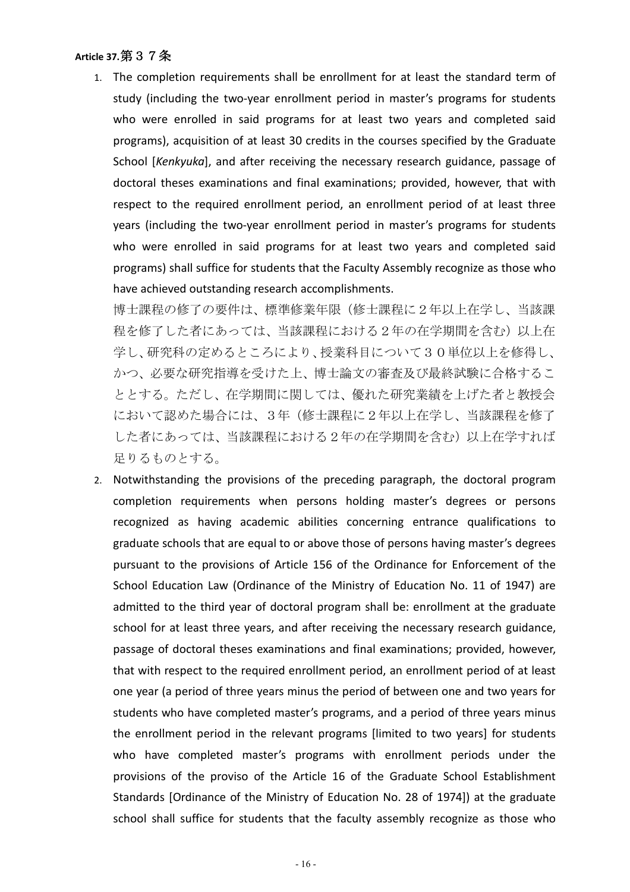**Article 37.**第３７条

1. The completion requirements shall be enrollment for at least the standard term of study (including the two-year enrollment period in master's programs for students who were enrolled in said programs for at least two years and completed said programs), acquisition of at least 30 credits in the courses specified by the Graduate School [*Kenkyuka*], and after receiving the necessary research guidance, passage of doctoral theses examinations and final examinations; provided, however, that with respect to the required enrollment period, an enrollment period of at least three years (including the two-year enrollment period in master's programs for students who were enrolled in said programs for at least two years and completed said programs) shall suffice for students that the Faculty Assembly recognize as those who have achieved outstanding research accomplishments.

   博士課程の修了の要件は、標準修業年限（修士課程に２年以上在学し、当該課程を修了した者にあっては、当該課程における２年の在学期間を含む）以上在学し、研究科の定めるところにより、授業科目について３０単位以上を修得し、かつ、必要な研究指導を受けた上、博士論文の審査及び最終試験に合格することとする。ただし、在学期間に関しては、優れた研究業績を上げた者と教授会において認めた場合には、３年（修士課程に２年以上在学し、当該課程を修了した者にあっては、当該課程における２年の在学期間を含む）以上在学すれば足りるものとする。

2. Notwithstanding the provisions of the preceding paragraph, the doctoral program completion requirements when persons holding master's degrees or persons recognized as having academic abilities concerning entrance qualifications to graduate schools that are equal to or above those of persons having master's degrees pursuant to the provisions of Article 156 of the Ordinance for Enforcement of the School Education Law (Ordinance of the Ministry of Education No. 11 of 1947) are admitted to the third year of doctoral program shall be: enrollment at the graduate school for at least three years, and after receiving the necessary research guidance, passage of doctoral theses examinations and final examinations; provided, however, that with respect to the required enrollment period, an enrollment period of at least one year (a period of three years minus the period of between one and two years for students who have completed master's programs, and a period of three years minus the enrollment period in the relevant programs [limited to two years] for students who have completed master's programs with enrollment periods under the provisions of the proviso of the Article 16 of the Graduate School Establishment Standards [Ordinance of the Ministry of Education No. 28 of 1974]) at the graduate school shall suffice for students that the faculty assembly recognize as those who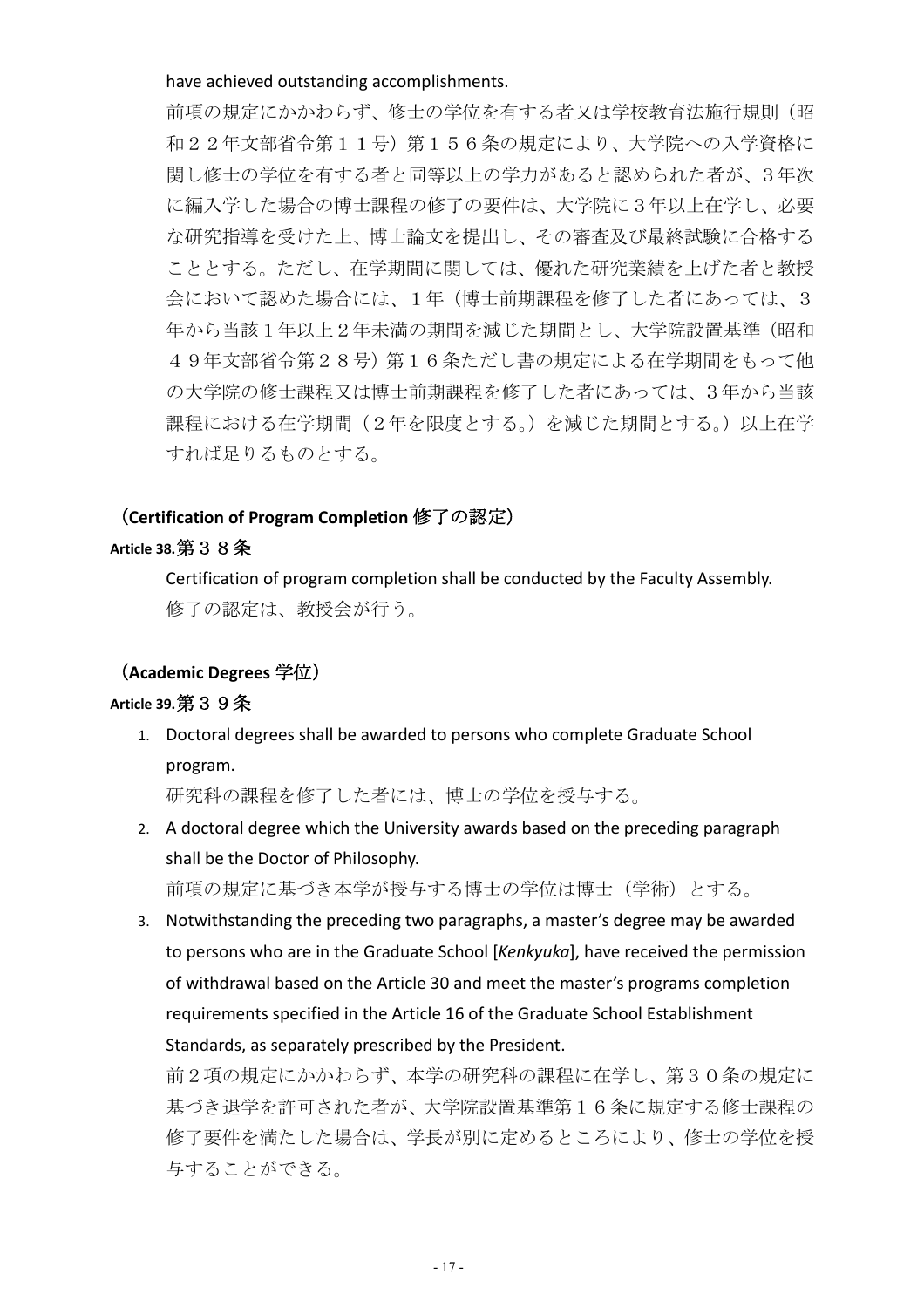have achieved outstanding accomplishments.

前項の規定にかかわらず、修士の学位を有する者又は学校教育法施行規則（昭和２２年文部省令第１１号）第１５６条の規定により、大学院への入学資格に関し修士の学位を有する者と同等以上の学力があると認められた者が、３年次に編入学した場合の博士課程の修了の要件は、大学院に３年以上在学し、必要な研究指導を受けた上、博士論文を提出し、その審査及び最終試験に合格することとする。ただし、在学期間に関しては、優れた研究業績を上げた者と教授会において認めた場合には、１年（博士前期課程を修了した者にあっては、３年から当該１年以上２年未満の期間を減じた期間とし、大学院設置基準（昭和４９年文部省令第２８号）第１６条ただし書の規定による在学期間をもって他の大学院の修士課程又は博士前期課程を修了した者にあっては、３年から当該課程における在学期間（２年を限度とする。）を減じた期間とする。）以上在学すれば足りるものとする。

### （**Certification of Program Completion** 修了の認定）

**Article 38.**第３８条

Certification of program completion shall be conducted by the Faculty Assembly.
修了の認定は、教授会が行う。

### （**Academic Degrees** 学位）

**Article 39.**第３９条

1. Doctoral degrees shall be awarded to persons who complete Graduate School program.
   研究科の課程を修了した者には、博士の学位を授与する。
2. A doctoral degree which the University awards based on the preceding paragraph shall be the Doctor of Philosophy.
   前項の規定に基づき本学が授与する博士の学位は博士（学術）とする。
3. Notwithstanding the preceding two paragraphs, a master's degree may be awarded to persons who are in the Graduate School [*Kenkyuka*], have received the permission of withdrawal based on the Article 30 and meet the master's programs completion requirements specified in the Article 16 of the Graduate School Establishment Standards, as separately prescribed by the President.
   前２項の規定にかかわらず、本学の研究科の課程に在学し、第３０条の規定に基づき退学を許可された者が、大学院設置基準第１６条に規定する修士課程の修了要件を満たした場合は、学長が別に定めるところにより、修士の学位を授与することができる。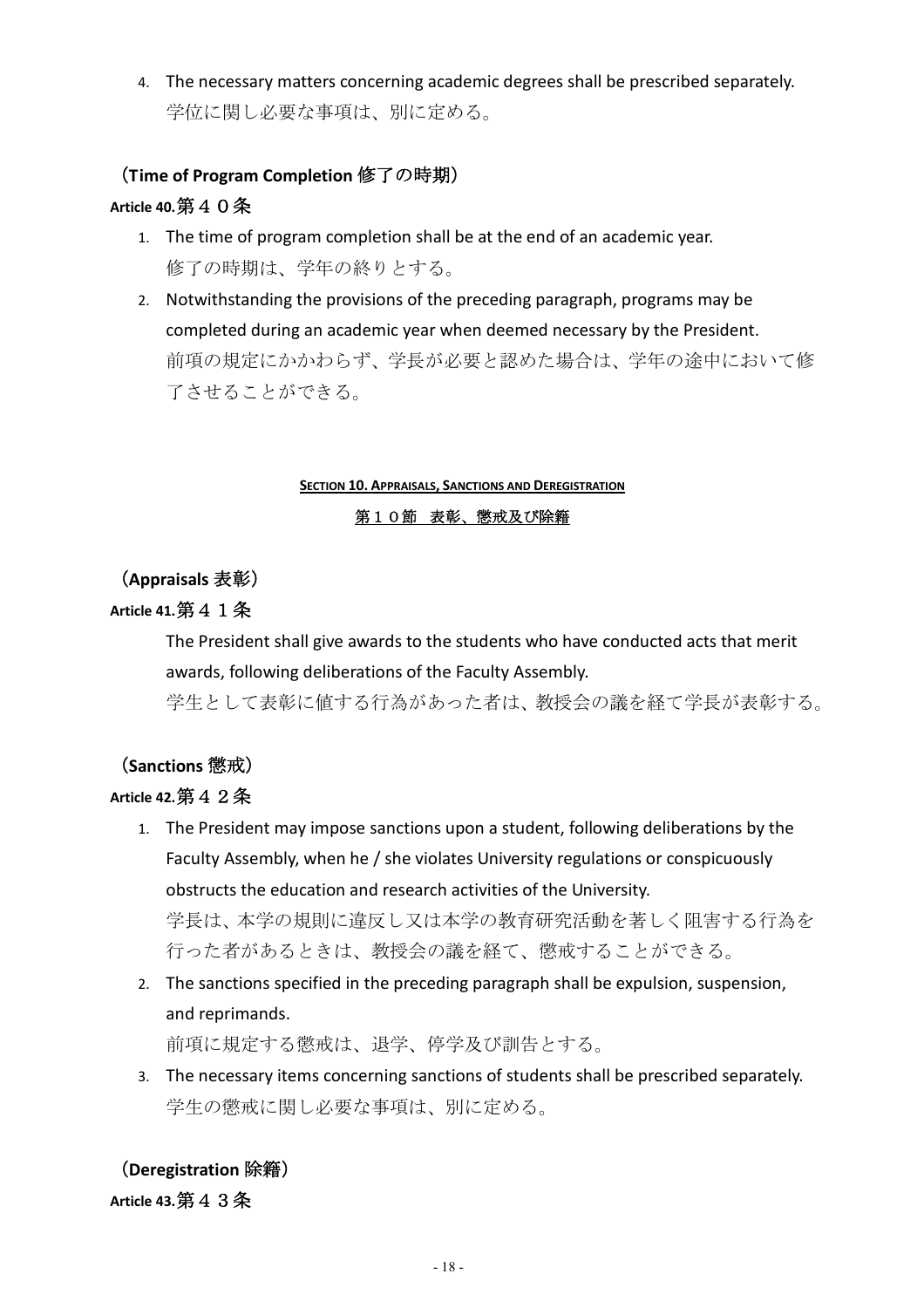4. The necessary matters concerning academic degrees shall be prescribed separately.
   学位に関し必要な事項は、別に定める。

### （Time of Program Completion 修了の時期）

**Article 40.** 第４０条

1. The time of program completion shall be at the end of an academic year.
   修了の時期は、学年の終りとする。
2. Notwithstanding the provisions of the preceding paragraph, programs may be completed during an academic year when deemed necessary by the President.
   前項の規定にかかわらず、学長が必要と認めた場合は、学年の途中において修了させることができる。

## SECTION 10. APPRAISALS, SANCTIONS AND DEREGISTRATION

## 第１０節　表彰、懲戒及び除籍

### （Appraisals 表彰）

**Article 41.** 第４１条

The President shall give awards to the students who have conducted acts that merit awards, following deliberations of the Faculty Assembly.
学生として表彰に値する行為があった者は、教授会の議を経て学長が表彰する。

### （Sanctions 懲戒）

**Article 42.** 第４２条

1. The President may impose sanctions upon a student, following deliberations by the Faculty Assembly, when he / she violates University regulations or conspicuously obstructs the education and research activities of the University.
   学長は、本学の規則に違反し又は本学の教育研究活動を著しく阻害する行為を行った者があるときは、教授会の議を経て、懲戒することができる。
2. The sanctions specified in the preceding paragraph shall be expulsion, suspension, and reprimands.
   前項に規定する懲戒は、退学、停学及び訓告とする。
3. The necessary items concerning sanctions of students shall be prescribed separately.
   学生の懲戒に関し必要な事項は、別に定める。

### （Deregistration 除籍）

**Article 43.** 第４３条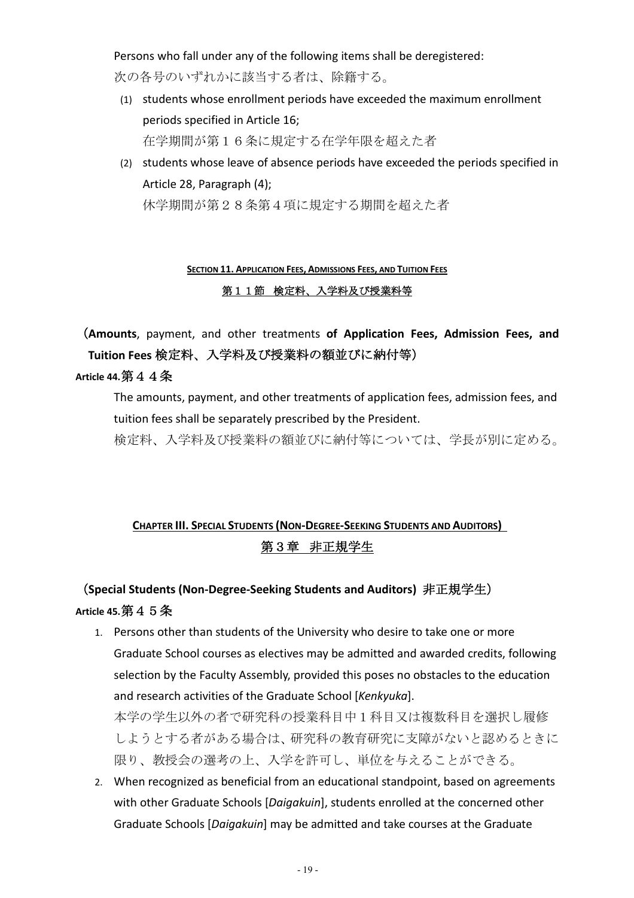Persons who fall under any of the following items shall be deregistered:
次の各号のいずれかに該当する者は、除籍する。

(1) students whose enrollment periods have exceeded the maximum enrollment periods specified in Article 16;
在学期間が第１６条に規定する在学年限を超えた者

(2) students whose leave of absence periods have exceeded the periods specified in Article 28, Paragraph (4);
休学期間が第２８条第４項に規定する期間を超えた者

### SECTION 11. APPLICATION FEES, ADMISSIONS FEES, AND TUITION FEES
### 第１１節　検定料、入学料及び授業料等

（**Amounts**, payment, and other treatments **of Application Fees, Admission Fees, and Tuition Fees** **検定料、入学料及び授業料の額並びに納付等**）

**Article 44.** **第４４条**

The amounts, payment, and other treatments of application fees, admission fees, and tuition fees shall be separately prescribed by the President.
検定料、入学料及び授業料の額並びに納付等については、学長が別に定める。

## CHAPTER III. SPECIAL STUDENTS (NON-DEGREE-SEEKING STUDENTS AND AUDITORS)
## 第３章　非正規学生

（**Special Students (Non-Degree-Seeking Students and Auditors)** **非正規学生**）

**Article 45.** **第４５条**

1. Persons other than students of the University who desire to take one or more Graduate School courses as electives may be admitted and awarded credits, following selection by the Faculty Assembly, provided this poses no obstacles to the education and research activities of the Graduate School [*Kenkyuka*].
本学の学生以外の者で研究科の授業科目中１科目又は複数科目を選択し履修しようとする者がある場合は、研究科の教育研究に支障がないと認めるときに限り、教授会の選考の上、入学を許可し、単位を与えることができる。

2. When recognized as beneficial from an educational standpoint, based on agreements with other Graduate Schools [*Daigakuin*], students enrolled at the concerned other Graduate Schools [*Daigakuin*] may be admitted and take courses at the Graduate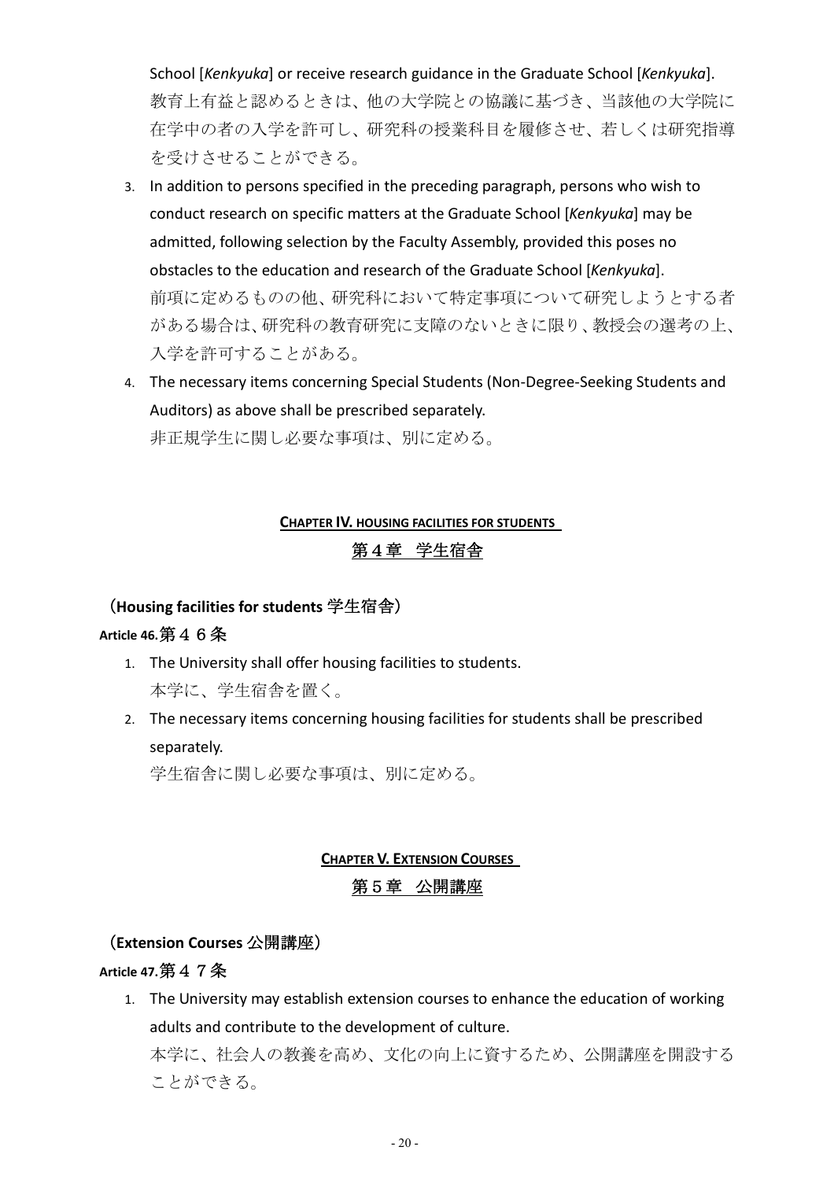School [*Kenkyuka*] or receive research guidance in the Graduate School [*Kenkyuka*].
教育上有益と認めるときは、他の大学院との協議に基づき、当該他の大学院に在学中の者の入学を許可し、研究科の授業科目を履修させ、若しくは研究指導を受けさせることができる。

3. In addition to persons specified in the preceding paragraph, persons who wish to conduct research on specific matters at the Graduate School [*Kenkyuka*] may be admitted, following selection by the Faculty Assembly, provided this poses no obstacles to the education and research of the Graduate School [*Kenkyuka*].
   前項に定めるものの他、研究科において特定事項について研究しようとする者がある場合は、研究科の教育研究に支障のないときに限り、教授会の選考の上、入学を許可することがある。
4. The necessary items concerning Special Students (Non-Degree-Seeking Students and Auditors) as above shall be prescribed separately.
   非正規学生に関し必要な事項は、別に定める。

## CHAPTER IV. HOUSING FACILITIES FOR STUDENTS
## 第４章　学生宿舎

（**Housing facilities for students** 学生宿舎）

**Article 46.**第４６条

1. The University shall offer housing facilities to students.
   本学に、学生宿舎を置く。
2. The necessary items concerning housing facilities for students shall be prescribed separately.
   学生宿舎に関し必要な事項は、別に定める。

## CHAPTER V. EXTENSION COURSES
## 第５章　公開講座

（**Extension Courses** 公開講座）

**Article 47.**第４７条

1. The University may establish extension courses to enhance the education of working adults and contribute to the development of culture.
   本学に、社会人の教養を高め、文化の向上に資するため、公開講座を開設することができる。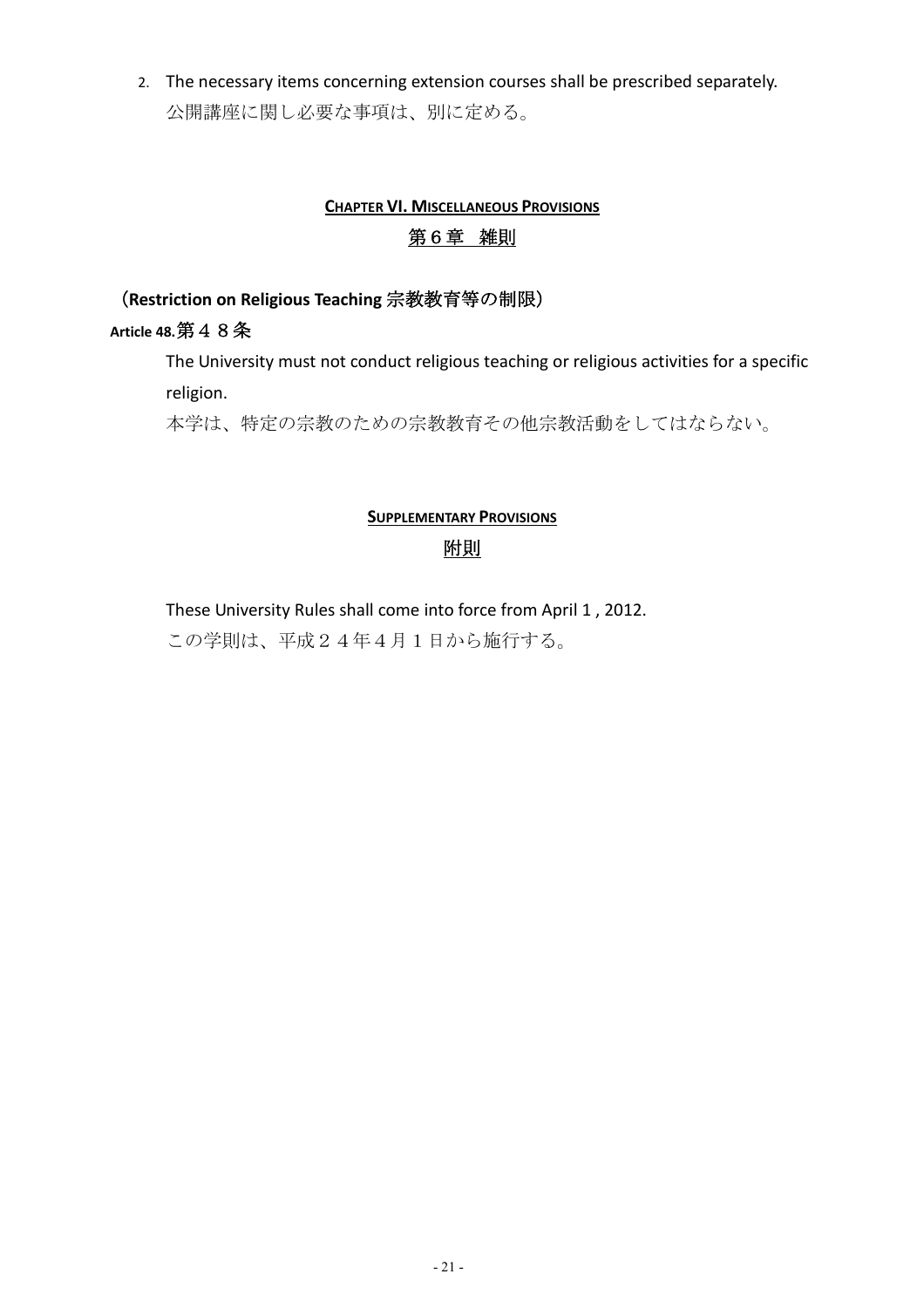2. The necessary items concerning extension courses shall be prescribed separately.
   公開講座に関し必要な事項は、別に定める。

## CHAPTER VI. MISCELLANEOUS PROVISIONS
## 第６章　雑則

**（Restriction on Religious Teaching 宗教教育等の制限）**

**Article 48.**第４８条

The University must not conduct religious teaching or religious activities for a specific religion.
本学は、特定の宗教のための宗教教育その他宗教活動をしてはならない。

## SUPPLEMENTARY PROVISIONS
## 附則

These University Rules shall come into force from April 1 , 2012.
この学則は、平成２４年４月１日から施行する。